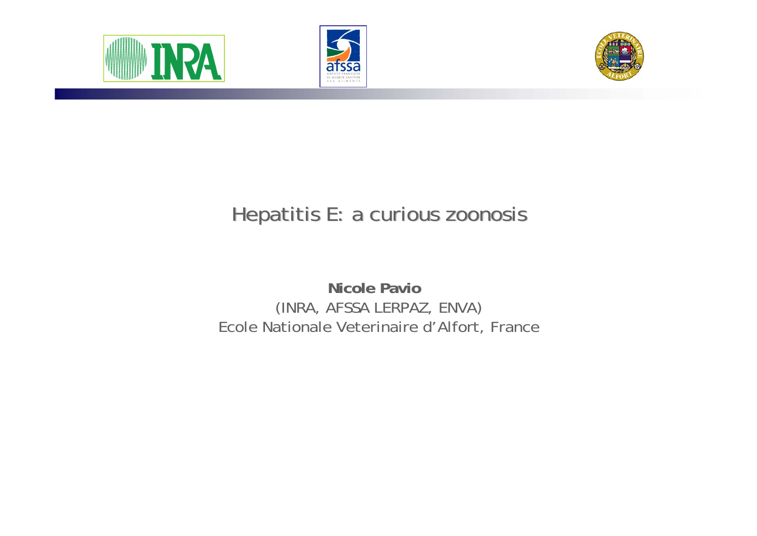# Hepatitis E: a curious zoonosis

**Nicole Pavio**

(INRA, AFSSA LERPAZ, ENVA)

Ecole Nationale Veterinaire d'Alfort, France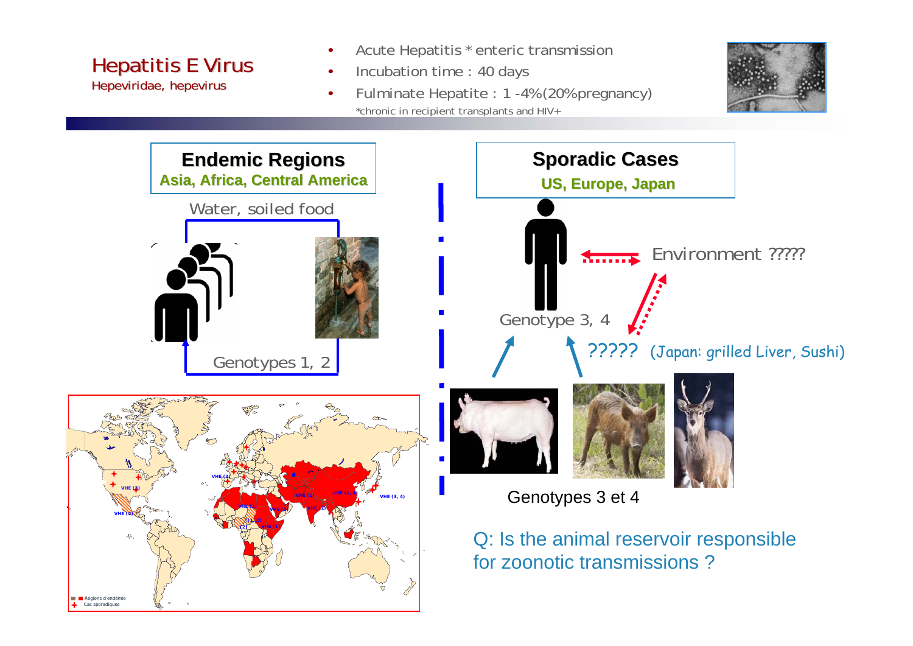# Hepatitis E Virus

Hepeviridae, hepevirus

- Acute Hepatitis * enteric transmission
- Incubation time : 40 days
- Fulminate Hepatite : 1 -4%(20%pregnancy)

*chronic in recipient transplants and HIV+

## Endemic Regions

**Asia, Africa, Central America**

Water, soiled food

Genotypes 1, 2

## Sporadic Cases

**US, Europe, Japan**

Environment ?????

Genotype 3, 4

????? (Japan: grilled Liver, Sushi)

Genotypes 3 et 4

Q: Is the animal reservoir responsible for zoonotic transmissions ?

Régions d'endémie

Cas sporadiques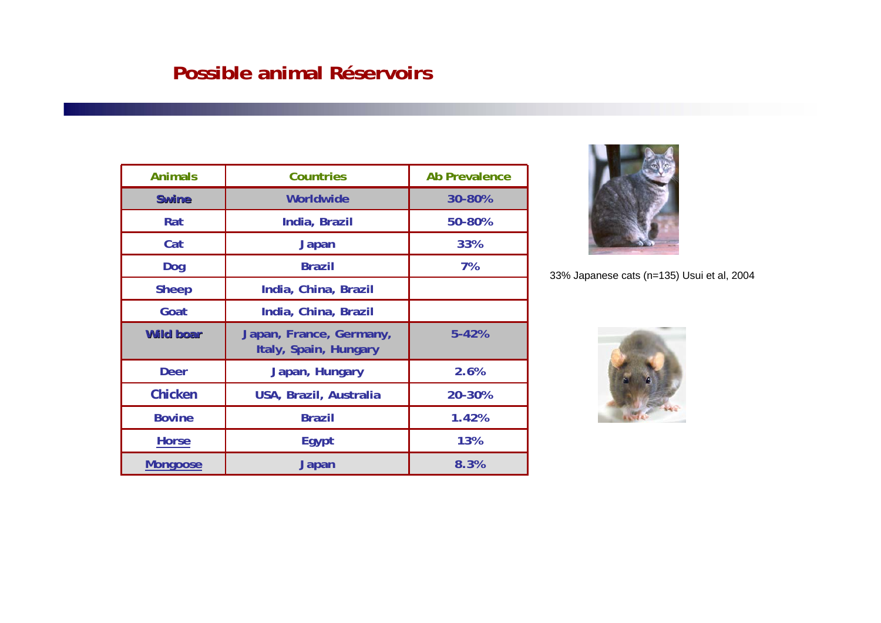## Possible animal Réservoirs

| Animals | Countries | Ab Prevalence |
|---|---|---|
| Swine | Worldwide | 30-80% |
| Rat | India, Brazil | 50-80% |
| Cat | Japan | 33% |
| Dog | Brazil | 7% |
| Sheep | India, China, Brazil | |
| Goat | India, China, Brazil | |
| Wild boar | Japan, France, Germany, Italy, Spain, Hungary | 5-42% |
| Deer | Japan, Hungary | 2.6% |
| Chicken | USA, Brazil, Australia | 20-30% |
| Bovine | Brazil | 1.42% |
| Horse | Egypt | 13% |
| Mongoose | Japan | 8.3% |

33% Japanese cats (n=135) Usui et al, 2004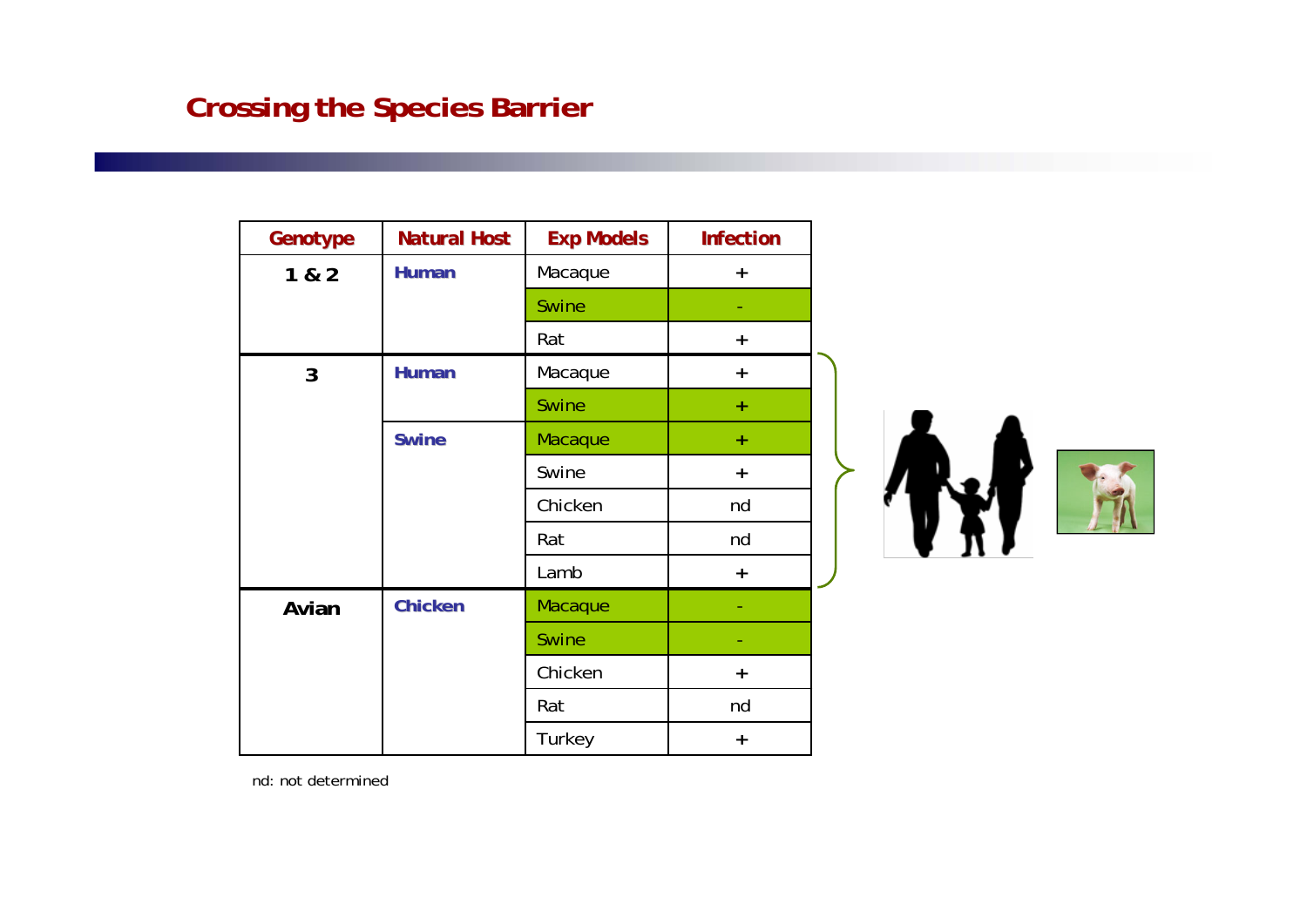# Crossing the Species Barrier

| Genotype | Natural Host | Exp Models | Infection |
|---|---|---|---|
| 1 & 2 | Human | Macaque | + |
| | | Swine | - |
| | | Rat | + |
| 3 | Human | Macaque | + |
| | | Swine | + |
| | Swine | Macaque | + |
| | | Swine | + |
| | | Chicken | nd |
| | | Rat | nd |
| | | Lamb | + |
| Avian | Chicken | Macaque | - |
| | | Swine | - |
| | | Chicken | + |
| | | Rat | nd |
| | | Turkey | + |

nd: not determined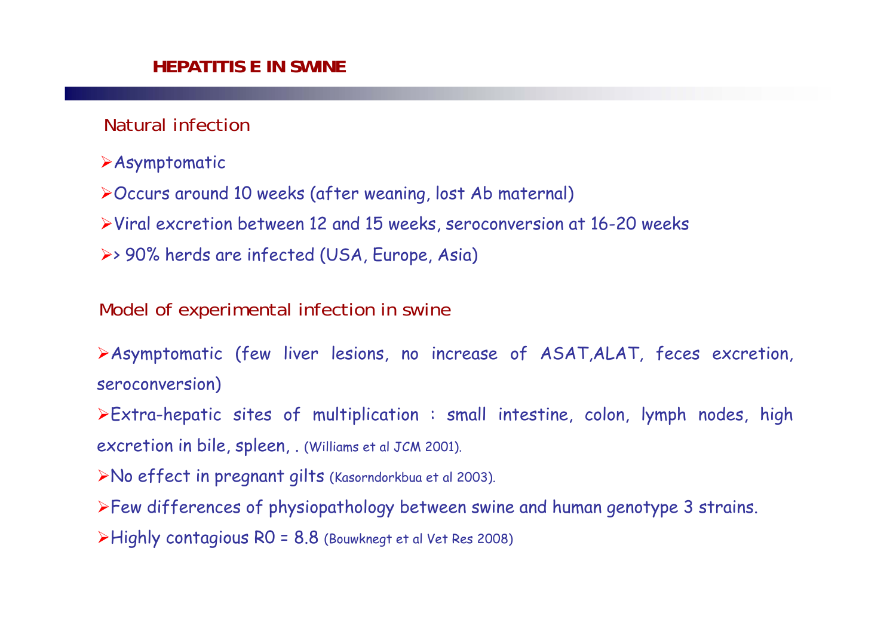# HEPATITIS E IN SWINE

## Natural infection

- Asymptomatic
- Occurs around 10 weeks (after weaning, lost Ab maternal)
- Viral excretion between 12 and 15 weeks, seroconversion at 16-20 weeks
- > 90% herds are infected (USA, Europe, Asia)

## Model of experimental infection in swine

- Asymptomatic (few liver lesions, no increase of ASAT,ALAT, feces excretion, seroconversion)
- Extra-hepatic sites of multiplication : small intestine, colon, lymph nodes, high excretion in bile, spleen, . (Williams et al JCM 2001).
- No effect in pregnant gilts (Kasorndorkbua et al 2003).
- Few differences of physiopathology between swine and human genotype 3 strains.
- Highly contagious R0 = 8.8 (Bouwknegt et al Vet Res 2008)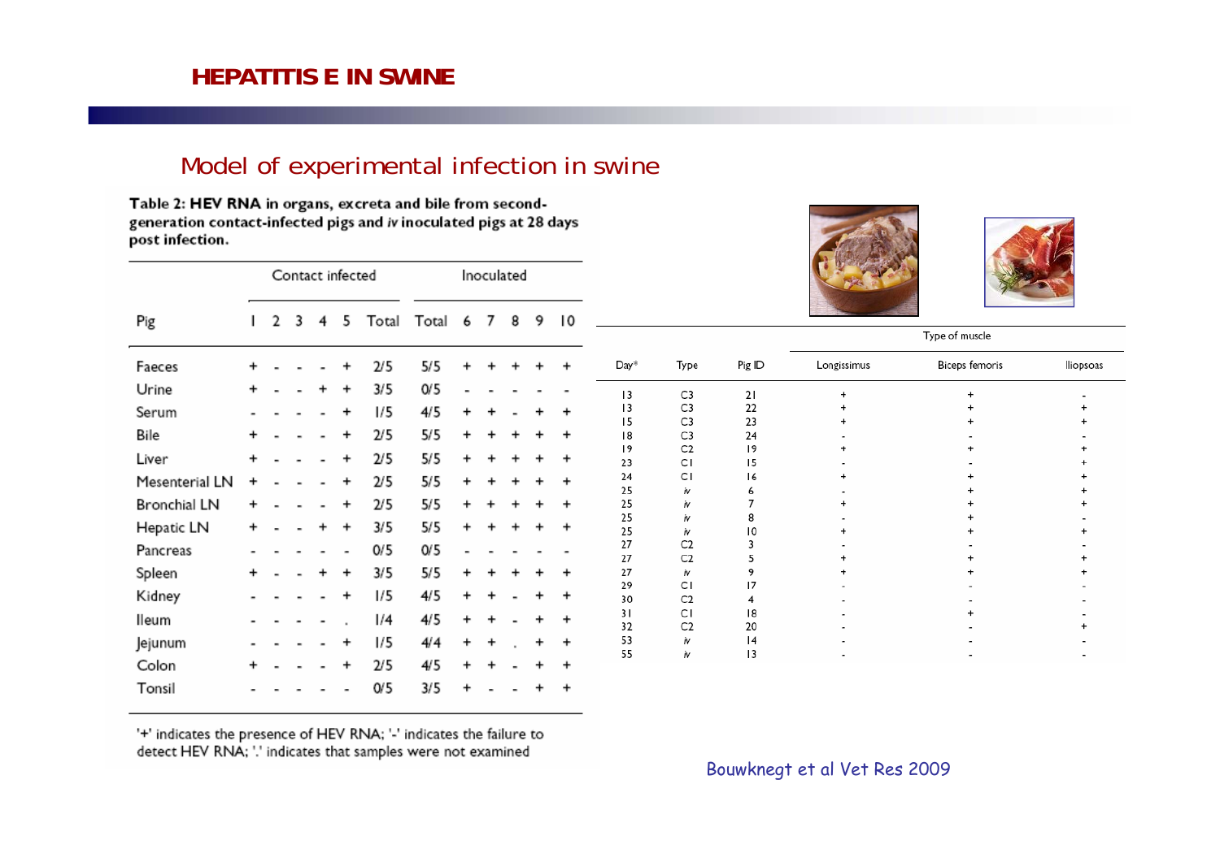## HEPATITIS E IN SWINE

### Model of experimental infection in swine

**Table 2: HEV RNA in organs, excreta and bile from second-generation contact-infected pigs and *iv* inoculated pigs at 28 days post infection.**

| Pig | Contact infected | | | | | | Inoculated | | | | | |
|---|---|---|---|---|---|---|---|---|---|---|---|---|
| | 1 | 2 | 3 | 4 | 5 | Total | Total | 6 | 7 | 8 | 9 | 10 |
| Faeces | + | - | - | - | + | 2/5 | 5/5 | + | + | + | + | + |
| Urine | + | - | - | + | + | 3/5 | 0/5 | - | - | - | - | - |
| Serum | - | - | - | - | + | 1/5 | 4/5 | + | + | - | + | + |
| Bile | + | - | - | - | + | 2/5 | 5/5 | + | + | + | + | + |
| Liver | + | - | - | - | + | 2/5 | 5/5 | + | + | + | + | + |
| Mesenterial LN | + | - | - | - | + | 2/5 | 5/5 | + | + | + | + | + |
| Bronchial LN | + | - | - | - | + | 2/5 | 5/5 | + | + | + | + | + |
| Hepatic LN | + | - | - | + | + | 3/5 | 5/5 | + | + | + | + | + |
| Pancreas | - | - | - | - | - | 0/5 | 0/5 | - | - | - | - | - |
| Spleen | + | - | - | + | + | 3/5 | 5/5 | + | + | + | + | + |
| Kidney | - | - | - | - | + | 1/5 | 4/5 | + | + | - | + | + |
| Ileum | - | - | - | - | . | 1/4 | 4/5 | + | + | - | + | + |
| Jejunum | - | - | - | - | + | 1/5 | 4/4 | + | + | . | + | + |
| Colon | + | - | - | - | + | 2/5 | 4/5 | + | + | - | + | + |
| Tonsil | - | - | - | - | - | 0/5 | 3/5 | + | - | - | + | + |

'+' indicates the presence of HEV RNA; '-' indicates the failure to detect HEV RNA; '.' indicates that samples were not examined

| Day* | Type | Pig ID | Type of muscle | | |
|---|---|---|---|---|---|
| | | | Longissimus | Biceps femoris | Iliopsoas |
| 13 | C3 | 21 | + | + | - |
| 13 | C3 | 22 | + | + | + |
| 15 | C3 | 23 | + | + | + |
| 18 | C3 | 24 | - | - | - |
| 19 | C2 | 19 | + | + | + |
| 23 | C1 | 15 | - | - | + |
| 24 | C1 | 16 | + | + | + |
| 25 | *iv* | 6 | - | + | + |
| 25 | *iv* | 7 | + | + | + |
| 25 | *iv* | 8 | - | + | - |
| 25 | *iv* | 10 | + | + | + |
| 27 | C2 | 3 | - | - | - |
| 27 | C2 | 5 | + | + | + |
| 27 | *iv* | 9 | + | + | + |
| 29 | C1 | 17 | - | - | - |
| 30 | C2 | 4 | - | - | - |
| 31 | C1 | 18 | - | + | - |
| 32 | C2 | 20 | - | - | + |
| 53 | *iv* | 14 | - | - | - |
| 55 | *iv* | 13 | - | - | - |

Bouwknegt et al Vet Res 2009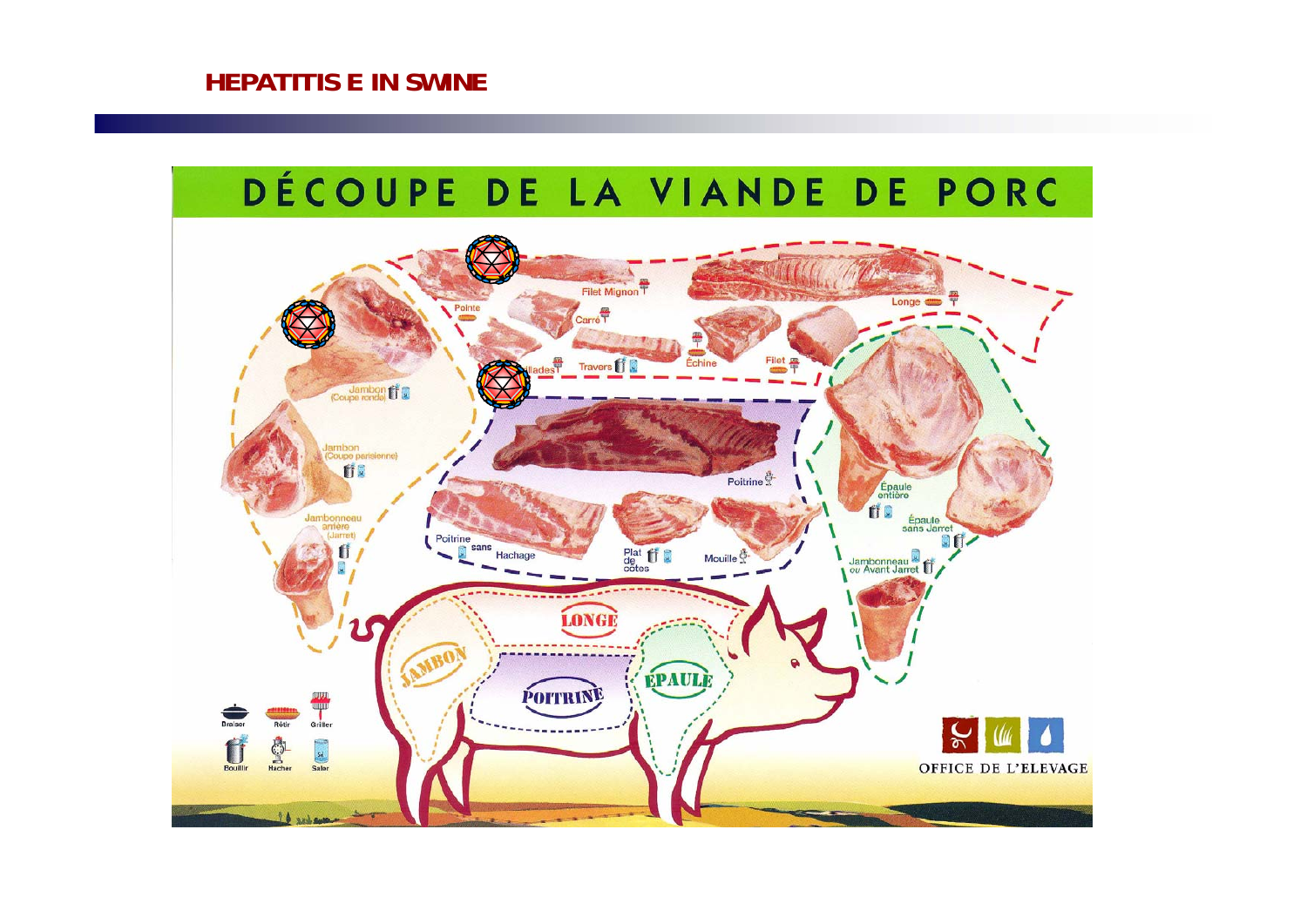# HEPATITIS E IN SWINE

## DÉCOUPE DE LA VIANDE DE PORC

Filet Mignon

Pointe

Carré

Longe

Échine

Filet

Travers

Jambon (Coupe ronde)

Jambon (Coupe parisienne)

Jambonneau arrière (Jarret)

Poitrine

Poitrine sans Hachage

Plat de côtes

Mouille

Épaule entière

Épaule sans Jarret

Jambonneau ou Avant Jarret

LONGE

JAMBON

POITRINE

EPAULE

Braiser Rôtir Griller

Bouillir Hacher Saler

OFFICE DE L'ELEVAGE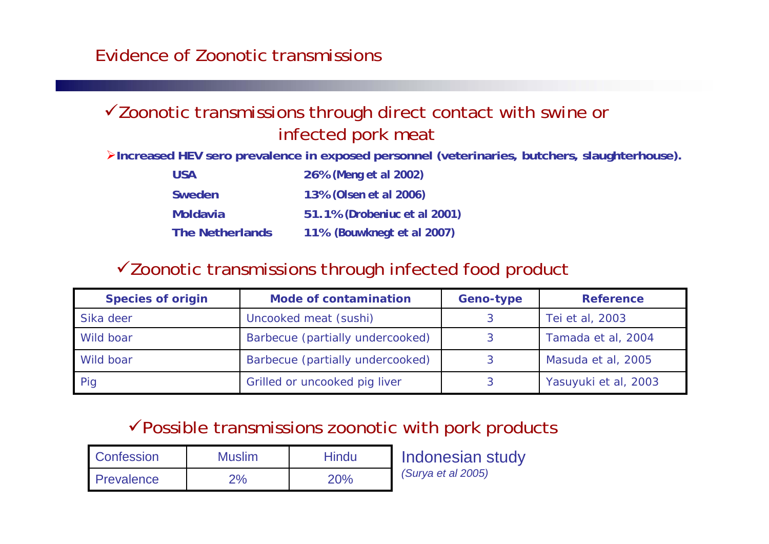# Evidence of Zoonotic transmissions

✓Zoonotic transmissions through direct contact with swine or infected pork meat

➢**Increased HEV sero prevalence in exposed personnel (veterinaries, butchers, slaughterhouse).**

| | |
|---|---|
| **USA** | **26% (Meng et al 2002)** |
| **Sweden** | **13% (Olsen et al 2006)** |
| **Moldavia** | **51.1% (Drobeniuc et al 2001)** |
| **The Netherlands** | **11% (Bouwknegt et al 2007)** |

✓Zoonotic transmissions through infected food product

| Species of origin | Mode of contamination | Geno-type | Reference |
|---|---|---|---|
| Sika deer | Uncooked meat (sushi) | 3 | Tei et al, 2003 |
| Wild boar | Barbecue (partially undercooked) | 3 | Tamada et al, 2004 |
| Wild boar | Barbecue (partially undercooked) | 3 | Masuda et al, 2005 |
| Pig | Grilled or uncooked pig liver | 3 | Yasuyuki et al, 2003 |

✓Possible transmissions zoonotic with pork products

| Confession | Muslim | Hindu |
|---|---|---|
| Prevalence | 2% | 20% |

Indonesian study
*(Surya et al 2005)*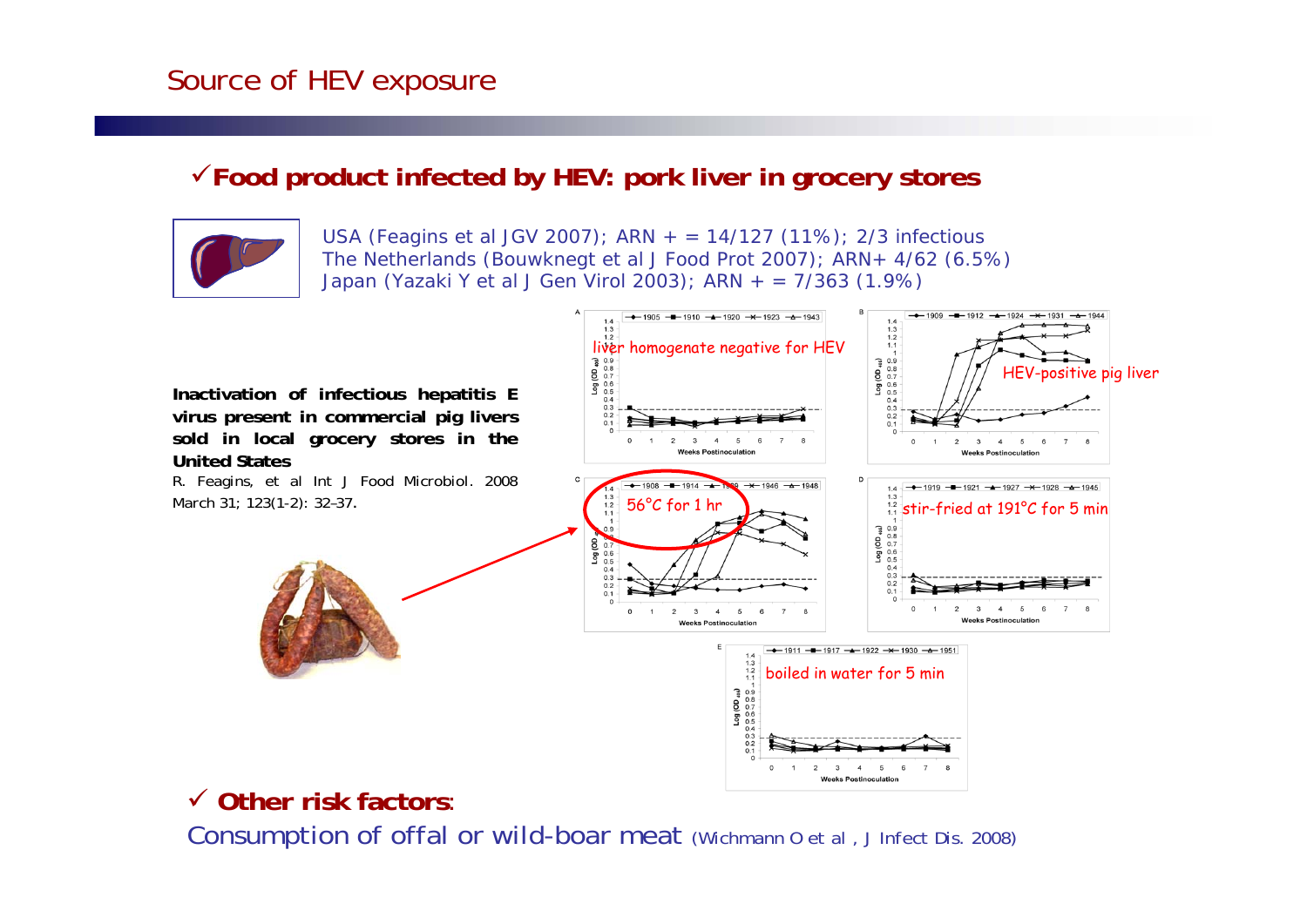# Source of HEV exposure

✓ **Food product infected by HEV: pork liver in grocery stores**

USA (Feagins et al JGV 2007); ARN + = 14/127 (11%); 2/3 infectious
The Netherlands (Bouwknegt et al J Food Prot 2007); ARN+ 4/62 (6.5%)
Japan (Yazaki Y et al J Gen Virol 2003); ARN + = 7/363 (1.9%)

**Inactivation of infectious hepatitis E virus present in commercial pig livers sold in local grocery stores in the United States**

R. Feagins, et al Int J Food Microbiol. 2008 March 31; 123(1-2): 32–37.

liver homogenate negative for HEV

HEV-positive pig liver

56°C for 1 hr

stir-fried at 191°C for 5 min

boiled in water for 5 min

✓ **Other risk factors**:

Consumption of offal or wild-boar meat (Wichmann O et al , J Infect Dis. 2008)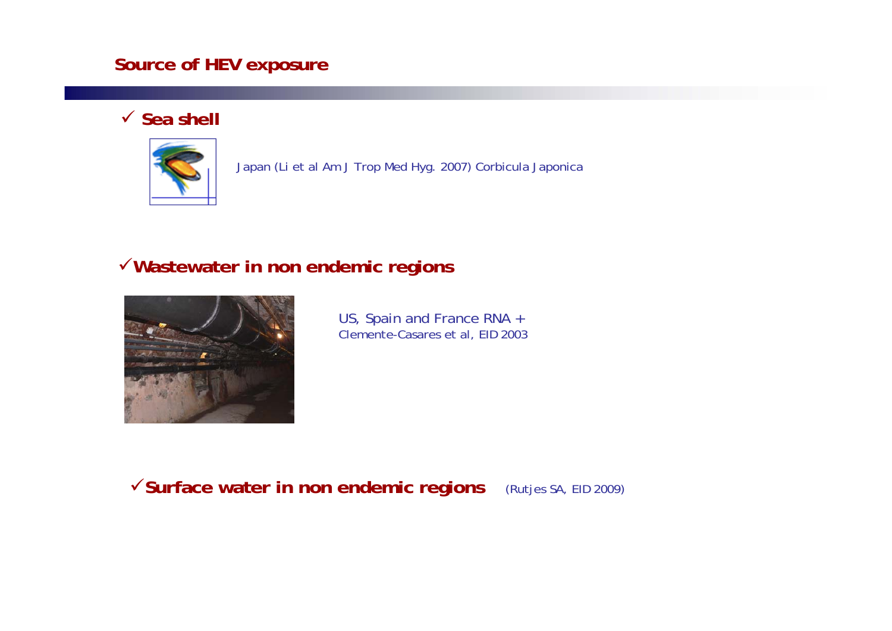# Source of HEV exposure

- ✓ **Sea shell**

  Japan (Li et al Am J Trop Med Hyg. 2007) Corbicula Japonica

- ✓ **Wastewater in non endemic regions**

  US, Spain and France RNA +
  Clemente-Casares et al, EID 2003

- ✓ **Surface water in non endemic regions** (Rutjes SA, EID 2009)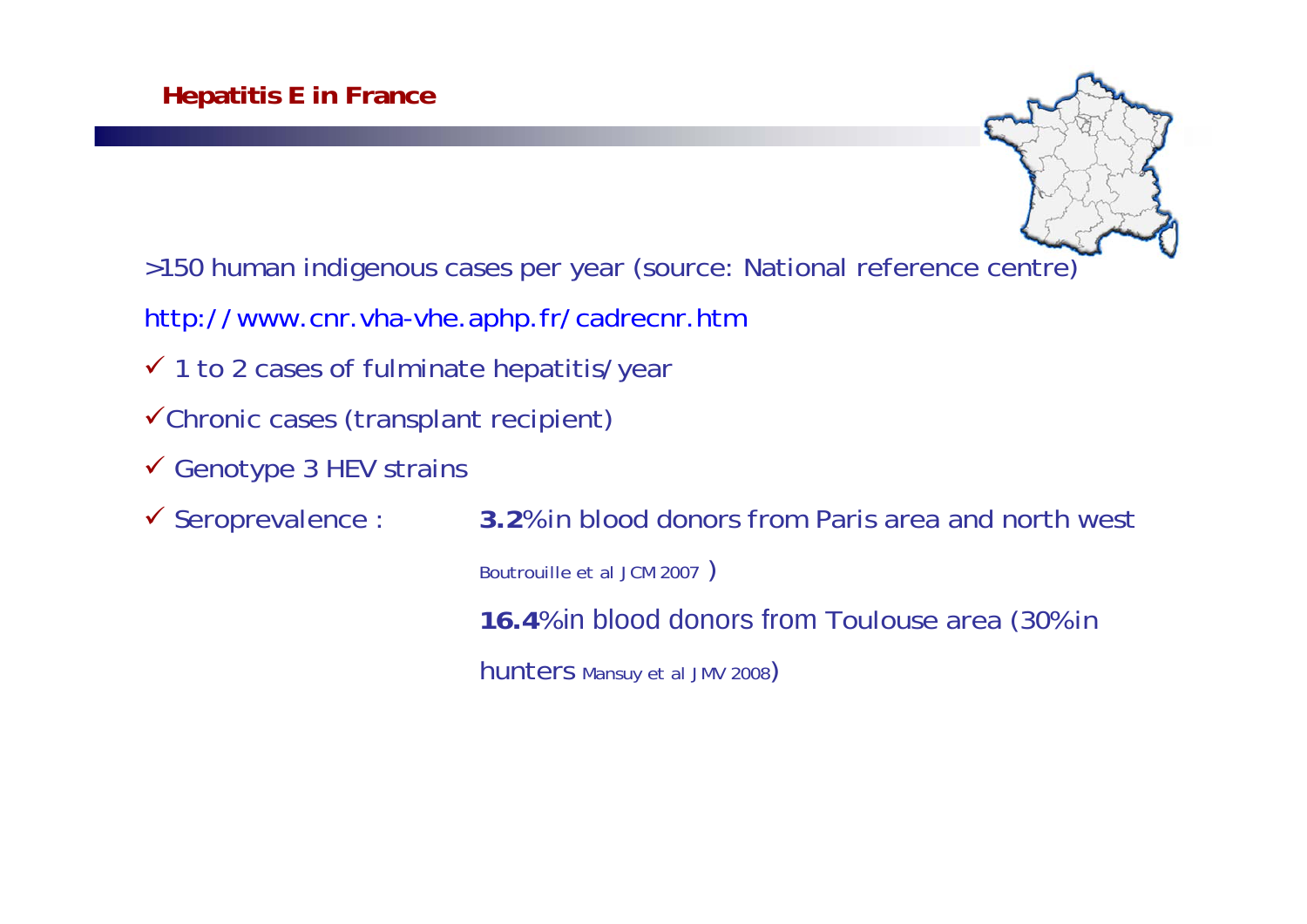## Hepatitis E in France

>150 human indigenous cases per year (source: National reference centre)

http://www.cnr.vha-vhe.aphp.fr/cadrecnr.htm

- ✓ 1 to 2 cases of fulminate hepatitis/year
- ✓ Chronic cases (transplant recipient)
- ✓ Genotype 3 HEV strains
- ✓ Seroprevalence : **3.2**% in blood donors from Paris area and north west Boutrouille et al JCM 2007 )

  **16.4**% in blood donors from Toulouse area (30% in hunters Mansuy et al JMV 2008)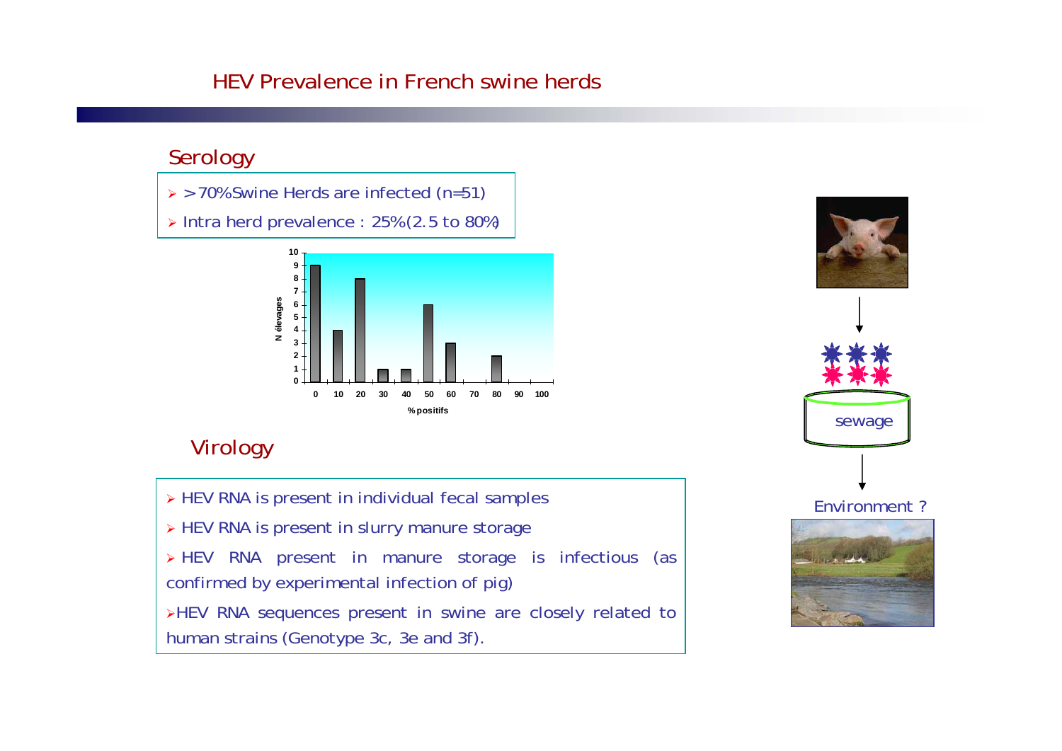# HEV Prevalence in French swine herds

## Serology

- >70% Swine Herds are infected (n=51)
- Intra herd prevalence : 25% (2.5 to 80%)

| % positifs | N élevages |
|---|---|
| 0 | 9 |
| 10 | 4 |
| 20 | 8 |
| 30 | 1 |
| 40 | 1 |
| 50 | 6 |
| 60 | 3 |
| 70 | 0 |
| 80 | 2 |
| 90 | 0 |
| 100 | 0 |

## Virology

- HEV RNA is present in individual fecal samples
- HEV RNA is present in slurry manure storage
- HEV RNA present in manure storage is infectious (as confirmed by experimental infection of pig)
- HEV RNA sequences present in swine are closely related to human strains (Genotype 3c, 3e and 3f).

sewage

Environment ?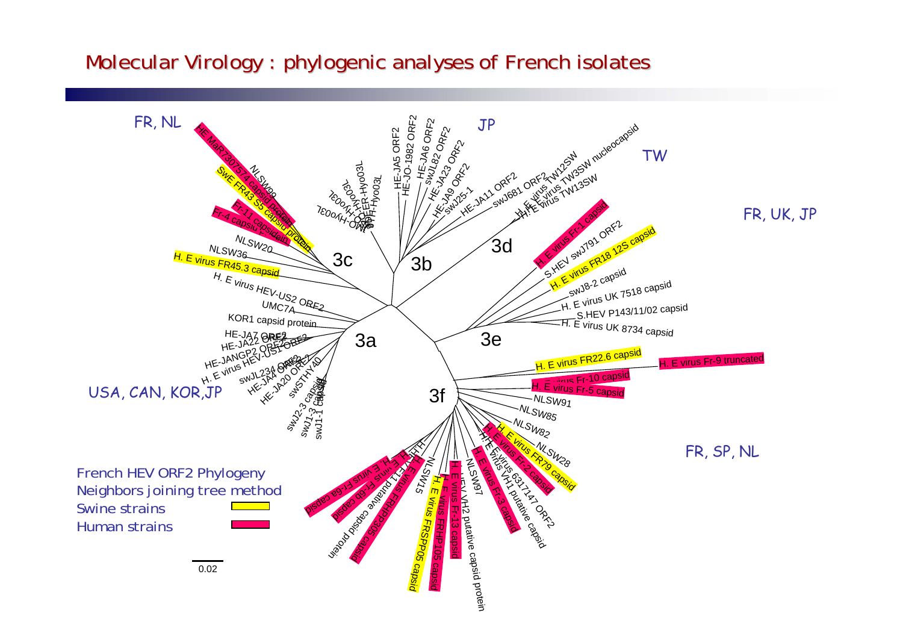# Molecular Virology : phylogenic analyses of French isolates

French HEV ORF2 Phylogeny

Neighbors joining tree method

Swine strains

Human strains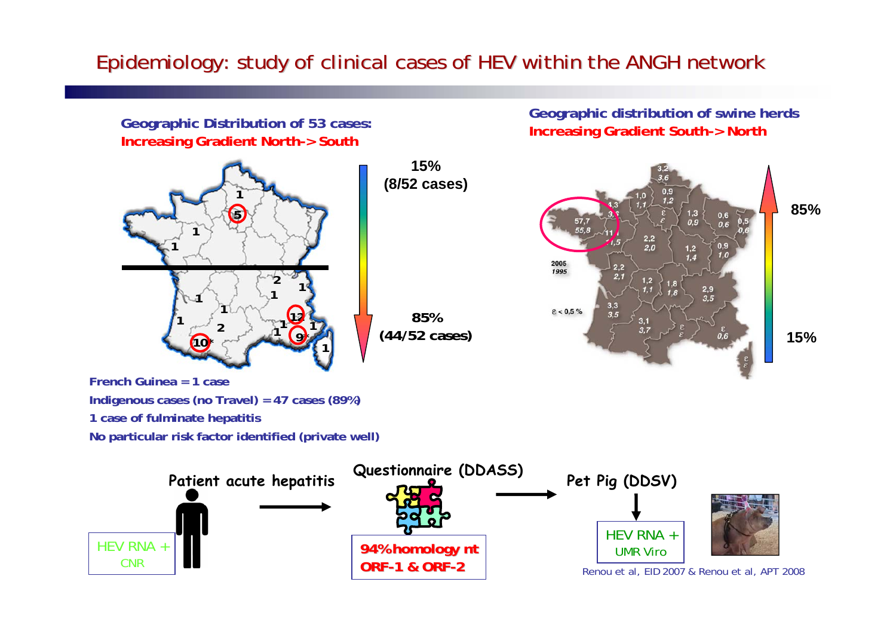# Epidemiology: study of clinical cases of HEV within the ANGH network

**Geographic Distribution of 53 cases:**
**Increasing Gradient North-> South**

15% (8/52 cases)

85% (44/52 cases)

**French Guinea = 1 case**

**Indigenous cases (no Travel) = 47 cases (89%)**

**1 case of fulminate hepatitis**

**No particular risk factor identified (private well)**

**Geographic distribution of swine herds**
**Increasing Gradient South-> North**

85%

15%

Patient acute hepatitis → Questionnaire (DDASS) → Pet Pig (DDSV)

HEV RNA + CNR

94% homology nt ORF-1 & ORF-2

HEV RNA + UMR Viro

Renou et al, EID 2007 & Renou et al, APT 2008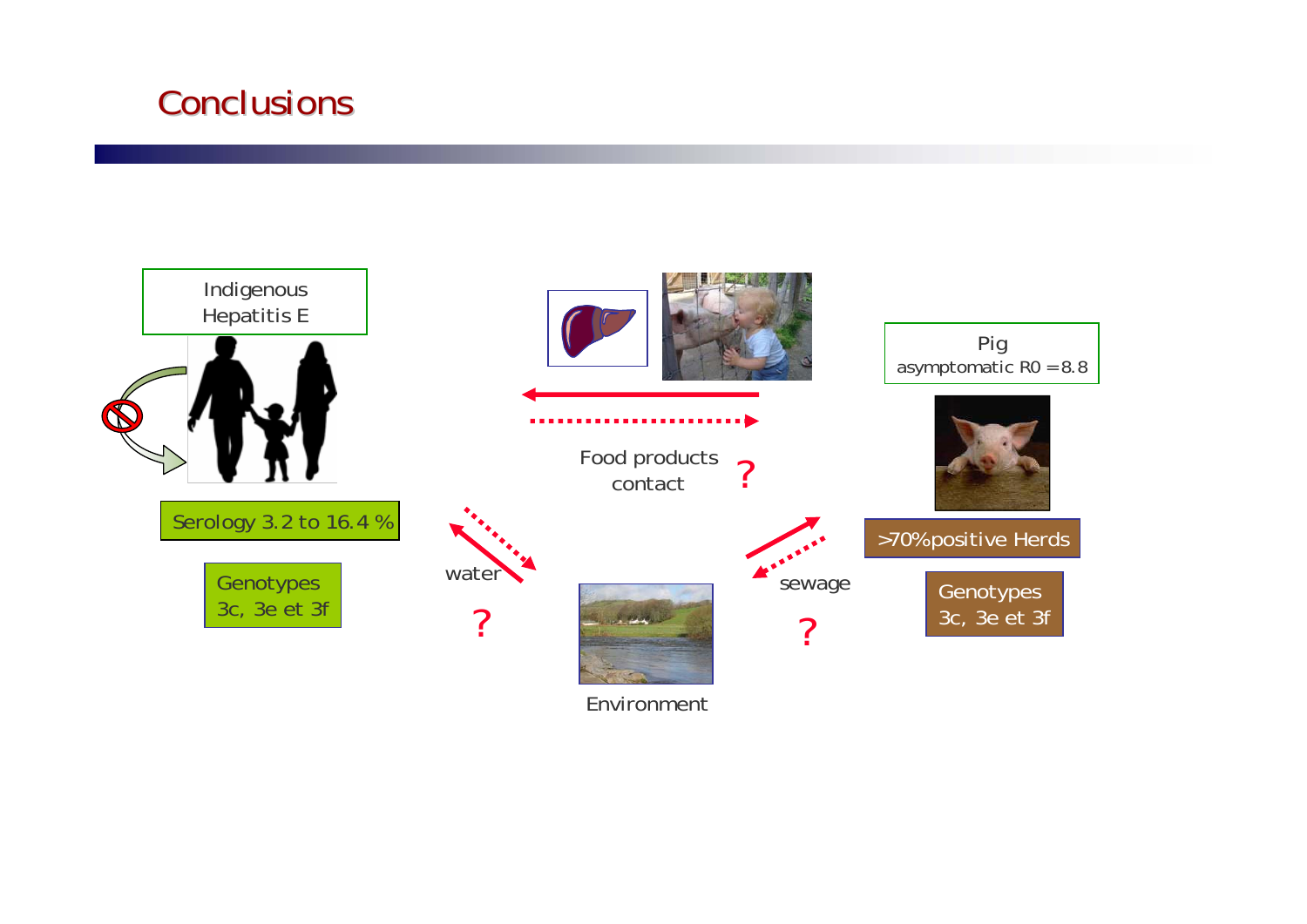# Conclusions

Indigenous Hepatitis E

Serology 3.2 to 16.4 %

Genotypes 3c, 3e et 3f

Food products contact ?

water ?

Environment

sewage ?

Pig asymptomatic R0 =8.8

>70%positive Herds

Genotypes 3c, 3e et 3f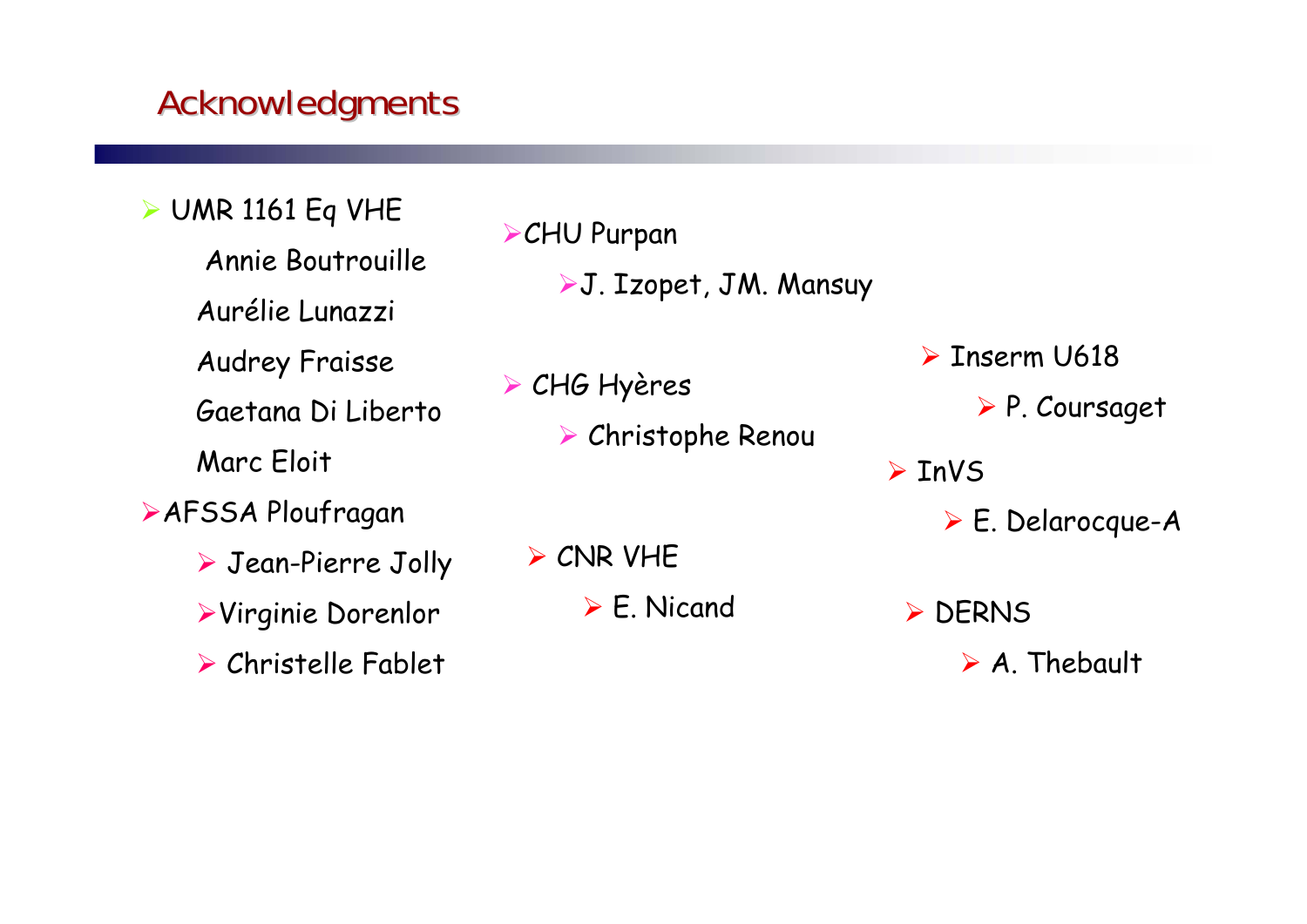# Acknowledgments

- UMR 1161 Eq VHE
  - Annie Boutrouille
  - Aurélie Lunazzi
  - Audrey Fraisse
  - Gaetana Di Liberto
  - Marc Eloit
- AFSSA Ploufragan
  - Jean-Pierre Jolly
  - Virginie Dorenlor
  - Christelle Fablet
- CHU Purpan
  - J. Izopet, JM. Mansuy
- CHG Hyères
  - Christophe Renou
- CNR VHE
  - E. Nicand
- Inserm U618
  - P. Coursaget
- InVS
  - E. Delarocque-A
- DERNS
  - A. Thebault